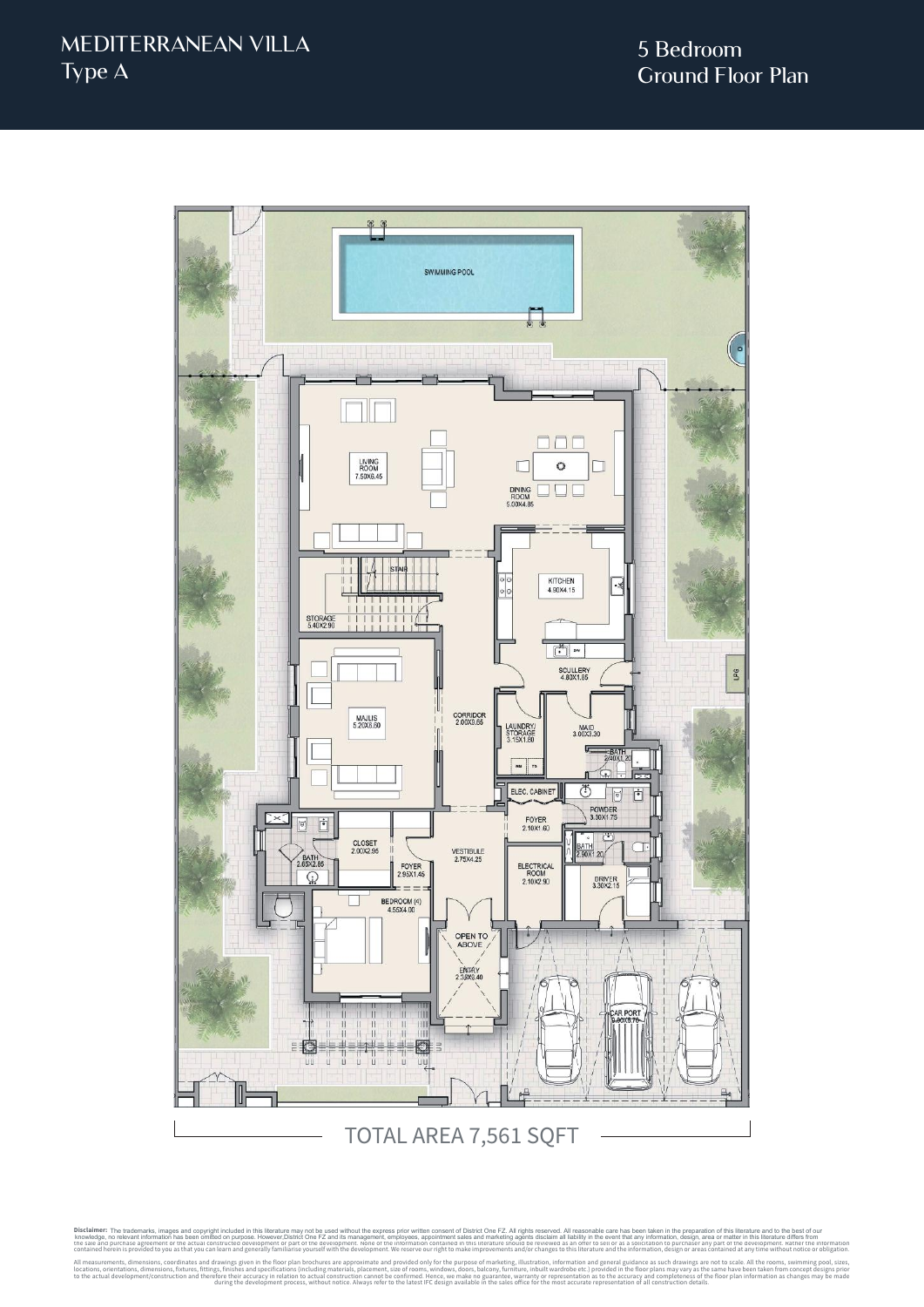# MEDITERRANEAN VILLA
Type A

## 5 Bedroom
Ground Floor Plan

SWIMMING POOL

LIVING ROOM 7.50X6.45

DINING ROOM 5.00X4.85

STAIR

STORAGE 5.40X2.90

KITCHEN 4.90X4.15

SCULLERY 4.80X1.85

LPG

MAJLIS 5.20X6.60

CORRIDOR 2.00X9.55

LAUNDRY/ STORAGE 3.15X1.80

MAID 3.00X3.30

BATH 2.40X1.20

ELEC. CABINET

POWDER 3.30X1.75

FOYER 2.10X1.60

BATH 2.90X1.20

DRIVER 3.30X2.15

ELECTRICAL ROOM 2.10X2.90

VESTIBULE 2.75X4.25

CLOSET 2.00X2.95

BATH 2.65X2.85

FOYER 2.95X1.45

BEDROOM (4) 4.55X4.00

OPEN TO ABOVE

ENTRY 2.35X3.40

CAR PORT 9.90X6.75

TOTAL AREA 7,561 SQFT

**Disclaimer:** The trademarks, images and copyright included in this literature may not be used without the express prior written consent of District One FZ. All rights reserved. All reasonable care has been taken in the preparation of this literature and to the best of our knowledge, no relevant information has been omitted on purpose. However,District One FZ and its management, employees, appointment sales and marketing agents disclaim all liability in the event that any information, design, area or matter in this literature differs from the sale and purchase agreement or the actual constructed development or part of the development. None of the information contained in this literature should be reviewed as an offer to sell or as a solicitation to purchaser any part of the development. Rather the information contained herein is provided to you as that you can learn and generally familiarise yourself with the development. We reserve our right to make improvements and/or changes to this literature and the information, design or areas contained at any time without notice or obligation.

All measurements, dimensions, coordinates and drawings given in the floor plan brochures are approximate and provided only for the purpose of marketing, illustration, information and general guidance as such drawings are not to scale. All the rooms, swimming pool, sizes, locations, orientations, dimensions, fixtures, fittings, finishes and specifications (including materials, placement, size of rooms, windows, doors, balcony, furniture, inbuilt wardrobe etc.) provided in the floor plans may vary as the same have been taken from concept designs prior to the actual development/construction and therefore their accuracy in relation to actual construction cannot be confirmed. Hence, we make no guarantee, warranty or representation as to the accuracy and completeness of the floor plan information as changes may be made during the development process, without notice. Always refer to the latest IFC design available in the sales office for the most accurate representation of all construction details.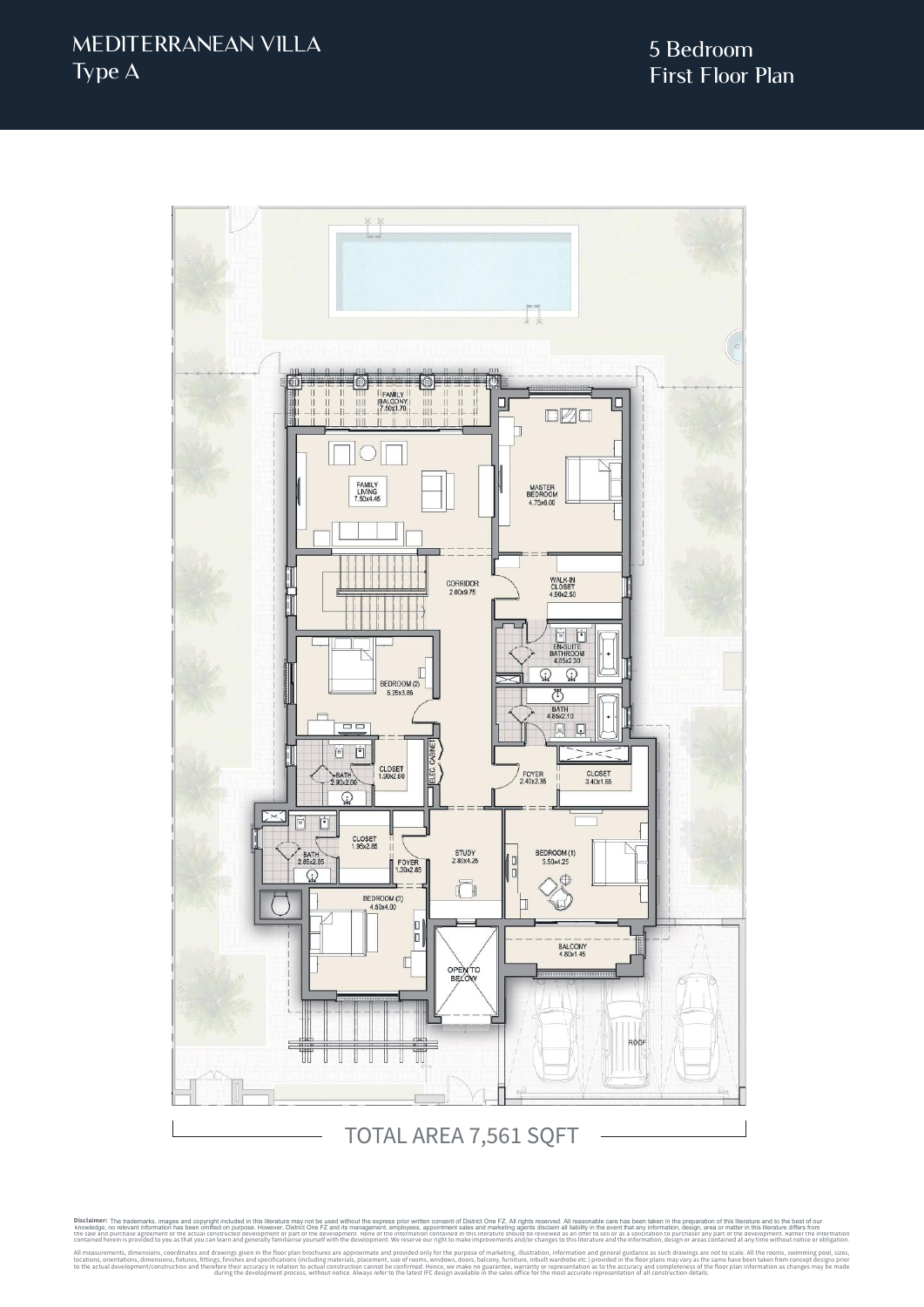# MEDITERRANEAN VILLA
Type A

5 Bedroom
First Floor Plan

FAMILY BALCONY
7.50x1.70

FAMILY LIVING
7.50x4.45

MASTER BEDROOM
4.75x6.00

CORRIDOR
2.00x9.75

WALK-IN CLOSET
4.90x2.50

EN-SUITE BATHROOM
4.85x2.30

BEDROOM (2)
5.25x3.85

BATH
4.85x2.10

BATH
2.90x2.60

CLOSET
1.90x2.60

ELEC. CABINET

FOYER
2.40x2.35

CLOSET
3.40x1.65

CLOSET
1.95x2.85

BATH
2.85x2.85

FOYER
1.30x2.85

STUDY
2.80x4.25

BEDROOM (1)
5.50x4.25

BEDROOM (3)
4.50x4.00

OPEN TO BELOW

BALCONY
4.80x1.45

ROOF

TOTAL AREA 7,561 SQFT

**Disclaimer:** The trademarks, images and copyright included in this literature may not be used without the express prior written consent of District One FZ. All rights reserved. All reasonable care has been taken in the preparation of this literature and to the best of our knowledge, no relevant information has been omitted on purpose. However, District One FZ and its management, employees, appointment sales and marketing agents disclaim all liability in the event that any information, design, area or matter in this literature differs from the sale and purchase agreement or the actual constructed development or part of the development. None of the information contained in this literature should be reviewed as an offer to sell or as a solicitation to purchaser any part of the development. Rather the information contained herein is provided to you as that you can learn and generally familiarise yourself with the development. We reserve our right to make improvements and/or changes to this literature and the information, design or areas contained at any time without notice or obligation.

All measurements, dimensions, coordinates and drawings given in the floor plan brochures are approximate and provided only for the purpose of marketing, illustration, information and general guidance as such drawings are not to scale. All the rooms, swimming pool, sizes, locations, orientations, dimensions, fixtures, fittings, finishes and specifications (including materials, placement, size of rooms, windows, doors, balcony, furniture, inbuilt wardrobe etc.) provided in the floor plans may vary as the same have been taken from concept designs prior to the actual development/construction and therefore their accuracy in relation to actual construction cannot be confirmed. Hence, we make no guarantee, warranty or representation as to the accuracy and completeness of the floor plan information as changes may be made during the development process, without notice. Always refer to the latest IFC design available in the sales office for the most accurate representation of all construction details.